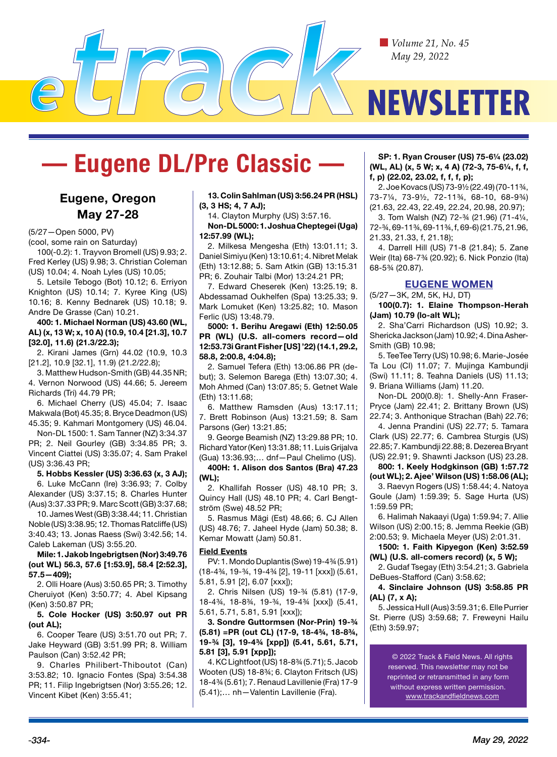# eTrack NEWSLETTER

Volume 21, No. 45
May 29, 2022

# — Eugene DL/Pre Classic —

## Eugene, Oregon
## May 27-28

(5/27—Open 5000, PV)
(cool, some rain on Saturday)

100(-0.2): 1. Trayvon Bromell (US) 9.93; 2. Fred Kerley (US) 9.98; 3. Christian Coleman (US) 10.04; 4. Noah Lyles (US) 10.05;

5. Letsile Tebogo (Bot) 10.12; 6. Erriyon Knighton (US) 10.14; 7. Kyree King (US) 10.16; 8. Kenny Bednarek (US) 10.18; 9. Andre De Grasse (Can) 10.21.

**400: 1. Michael Norman (US) 43.60 (WL, AL) (x, 13 W; x, 10 A) (10.9, 10.4 [21.3], 10.7 [32.0], 11.6) (21.3/22.3);**

2. Kirani James (Grn) 44.02 (10.9, 10.3 [21.2], 10.9 [32.1], 11.9) (21.2/22.8);

3. Matthew Hudson-Smith (GB) 44.35 NR; 4. Vernon Norwood (US) 44.66; 5. Jereem Richards (Tri) 44.79 PR;

6. Michael Cherry (US) 45.04; 7. Isaac Makwala (Bot) 45.35; 8. Bryce Deadmon (US) 45.35; 9. Kahmari Montgomery (US) 46.04.

Non-DL 1500: 1. Sam Tanner (NZ) 3:34.37 PR; 2. Neil Gourley (GB) 3:34.85 PR; 3. Vincent Ciattei (US) 3:35.07; 4. Sam Prakel (US) 3:36.43 PR;

**5. Hobbs Kessler (US) 3:36.63 (x, 3 AJ);**

6. Luke McCann (Ire) 3:36.93; 7. Colby Alexander (US) 3:37.15; 8. Charles Hunter (Aus) 3:37.33 PR; 9. Marc Scott (GB) 3:37.68;

10. James West (GB) 3:38.44; 11. Christian Noble (US) 3:38.95; 12. Thomas Ratcliffe (US) 3:40.43; 13. Jonas Raess (Swi) 3:42.56; 14. Caleb Lakeman (US) 3:55.20.

**Mile: 1. Jakob Ingebrigtsen (Nor) 3:49.76 (out WL) 56.3, 57.6 [1:53.9], 58.4 [2:52.3], 57.5—409);**

2. Ollie Hoare (Aus) 3:50.65 PR; 3. Timothy Cheruiyot (Ken) 3:50.77; 4. Abel Kipsang (Ken) 3:50.87 PR;

**5. Cole Hocker (US) 3:50.97 out PR (out AL);**

6. Cooper Teare (US) 3:51.70 out PR; 7. Jake Heyward (GB) 3:51.99 PR; 8. William Paulson (Can) 3:52.42 PR;

9. Charles Philibert-Thiboutot (Can) 3:53.82; 10. Ignacio Fontes (Spa) 3:54.38 PR; 11. Filip Ingebrigtsen (Nor) 3:55.26; 12. Vincent Kibet (Ken) 3:55.41;

**13. Colin Sahlman (US) 3:56.24 PR (HSL) (3, 3 HS; 4, 7 AJ);**

14. Clayton Murphy (US) 3:57.16.

**Non-DL 5000: 1. Joshua Cheptegei (Uga) 12:57.99 (WL);**

2. Milkesa Mengesha (Eth) 13:01.11; 3. Daniel Simiyu (Ken) 13:10.61; 4. Nibret Melak (Eth) 13:12.88; 5. Sam Atkin (GB) 13:15.31 PR; 6. Zouhair Talbi (Mor) 13:24.21 PR;

7. Edward Cheserek (Ken) 13:25.19; 8. Abdessamad Oukhelfen (Spa) 13:25.33; 9. Mark Lomuket (Ken) 13:25.82; 10. Mason Ferlic (US) 13:48.79.

**5000: 1. Berihu Aregawi (Eth) 12:50.05 PR (WL) (U.S. all-comers record—old 12:53.73i Grant Fisher [US] '22) (14.1, 29.2, 58.8, 2:00.8, 4:04.8);**

2. Samuel Tefera (Eth) 13:06.86 PR (debut); 3. Selemon Barega (Eth) 13:07.30; 4. Moh Ahmed (Can) 13:07.85; 5. Getnet Wale (Eth) 13:11.68;

6. Matthew Ramsden (Aus) 13:17.11; 7. Brett Robinson (Aus) 13:21.59; 8. Sam Parsons (Ger) 13:21.85;

9. George Beamish (NZ) 13:29.88 PR; 10. Richard Yator (Ken) 13:31.88; 11. Luis Grijalva (Gua) 13:36.93;… dnf—Paul Chelimo (US).

**400H: 1. Alison dos Santos (Bra) 47.23 (WL);**

2. Khallifah Rosser (US) 48.10 PR; 3. Quincy Hall (US) 48.10 PR; 4. Carl Bengtström (Swe) 48.52 PR;

5. Rasmus Mägi (Est) 48.66; 6. CJ Allen (US) 48.76; 7. Jaheel Hyde (Jam) 50.38; 8. Kemar Mowatt (Jam) 50.81.

### Field Events

PV: 1. Mondo Duplantis (Swe) 19-4¾ (5.91) (18-4¾, 19-¾, 19-4¾ [2], 19-11 [xxx]) (5.61, 5.81, 5.91 [2], 6.07 [xxx]);

2. Chris Nilsen (US) 19-¾ (5.81) (17-9, 18-4¾, 18-8¾, 19-¾, 19-4¾ [xxx]) (5.41, 5.61, 5.71, 5.81, 5.91 [xxx]);

**3. Sondre Guttormsen (Nor-Prin) 19-¾ (5.81) =PR (out CL) (17-9, 18-4¾, 18-8¾, 19-¾ [3], 19-4¾ [xpp]) (5.41, 5.61, 5.71, 5.81 [3], 5.91 [xpp]);**

4. KC Lightfoot (US) 18-8¾ (5.71); 5. Jacob Wooten (US) 18-8¾; 6. Clayton Fritsch (US) 18-4¾ (5.61); 7. Renaud Lavillenie (Fra) 17-9 (5.41);… nh—Valentin Lavillenie (Fra).

**SP: 1. Ryan Crouser (US) 75-6¼ (23.02) (WL, AL) (x, 5 W; x, 4 A) (72-3, 75-6¼, f, f, f, p) (22.02, 23.02, f, f, f, p);**

2. Joe Kovacs (US) 73-9½ (22.49) (70-11¾, 73-7¼, 73-9½, 72-11¾, 68-10, 68-9¾) (21.63, 22.43, 22.49, 22.24, 20.98, 20.97);

3. Tom Walsh (NZ) 72-¾ (21.96) (71-4¼, 72-¾, 69-11¾, 69-11¾, f, 69-6) (21.75, 21.96, 21.33, 21.33, f, 21.18);

4. Darrell Hill (US) 71-8 (21.84); 5. Zane Weir (Ita) 68-7¾ (20.92); 6. Nick Ponzio (Ita) 68-5¾ (20.87).

## EUGENE WOMEN

(5/27—3K, 2M, 5K, HJ, DT)

**100(0.7): 1. Elaine Thompson-Herah (Jam) 10.79 (lo-alt WL);**

2. Sha'Carri Richardson (US) 10.92; 3. Shericka Jackson (Jam) 10.92; 4. Dina Asher-Smith (GB) 10.98;

5. TeeTee Terry (US) 10.98; 6. Marie-Josée Ta Lou (CI) 11.07; 7. Mujinga Kambundji (Swi) 11.11; 8. Teahna Daniels (US) 11.13; 9. Briana Williams (Jam) 11.20.

Non-DL 200(0.8): 1. Shelly-Ann Fraser-Pryce (Jam) 22.41; 2. Brittany Brown (US) 22.74; 3. Anthonique Strachan (Bah) 22.76;

4. Jenna Prandini (US) 22.77; 5. Tamara Clark (US) 22.77; 6. Cambrea Sturgis (US) 22.85; 7. Kambundji 22.88; 8. Dezerea Bryant (US) 22.91; 9. Shawnti Jackson (US) 23.28.

**800: 1. Keely Hodgkinson (GB) 1:57.72 (out WL); 2. Ajee' Wilson (US) 1:58.06 (AL);**

3. Raevyn Rogers (US) 1:58.44; 4. Natoya Goule (Jam) 1:59.39; 5. Sage Hurta (US) 1:59.59 PR;

6. Halimah Nakaayi (Uga) 1:59.94; 7. Allie Wilson (US) 2:00.15; 8. Jemma Reekie (GB) 2:00.53; 9. Michaela Meyer (US) 2:01.31.

**1500: 1. Faith Kipyegon (Ken) 3:52.59 (WL) (U.S. all-comers record) (x, 5 W);**

2. Gudaf Tsegay (Eth) 3:54.21; 3. Gabriela DeBues-Stafford (Can) 3:58.62;

**4. Sinclaire Johnson (US) 3:58.85 PR (AL) (7, x A);**

5. Jessica Hull (Aus) 3:59.31; 6. Elle Purrier St. Pierre (US) 3:59.68; 7. Freweyni Hailu (Eth) 3:59.97;

© 2022 Track & Field News. All rights reserved. This newsletter may not be reprinted or retransmitted in any form without express written permission. www.trackandfieldnews.com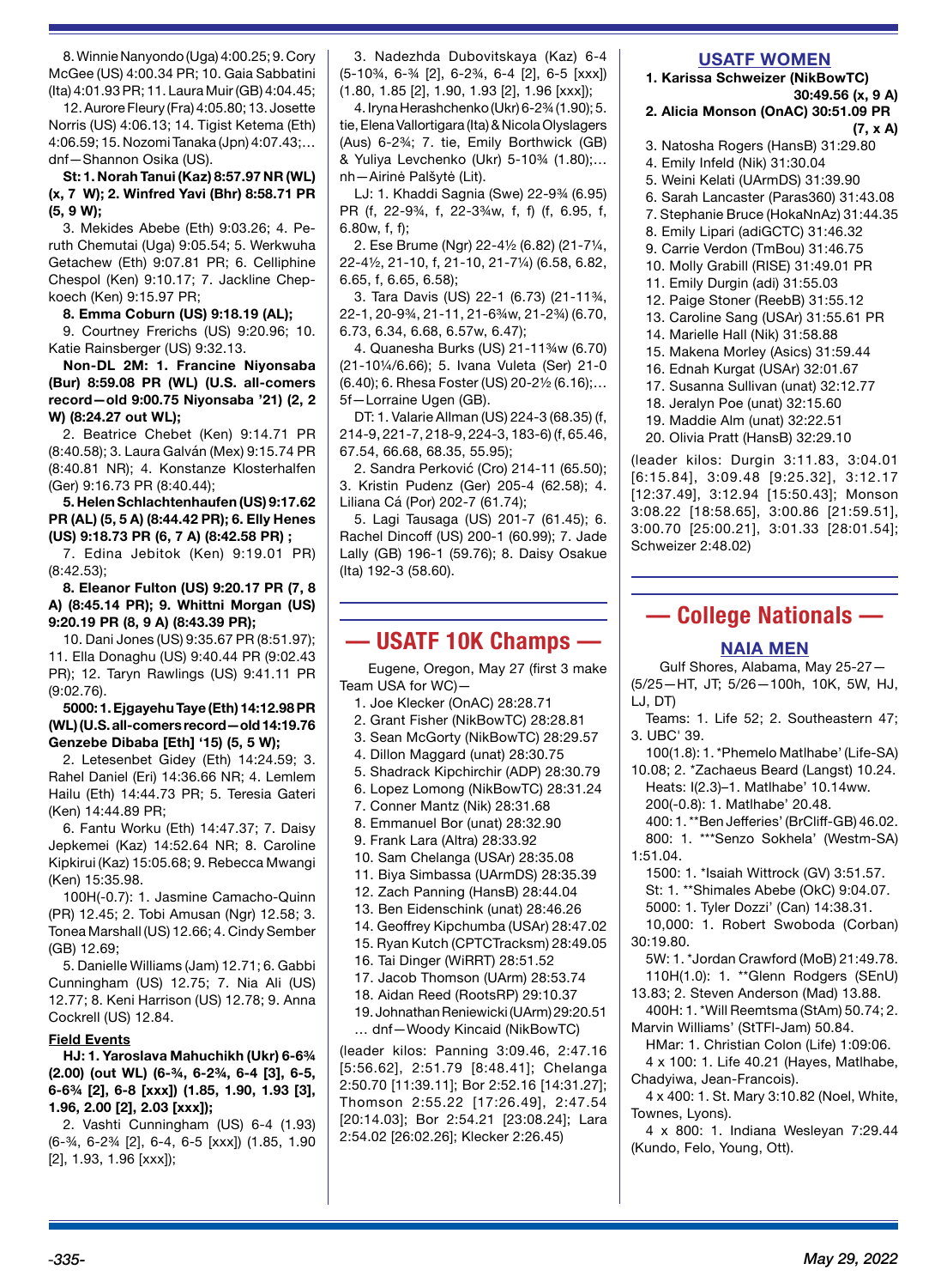8. Winnie Nanyondo (Uga) 4:00.25; 9. Cory McGee (US) 4:00.34 PR; 10. Gaia Sabbatini (Ita) 4:01.93 PR; 11. Laura Muir (GB) 4:04.45;

12. Aurore Fleury (Fra) 4:05.80; 13. Josette Norris (US) 4:06.13; 14. Tigist Ketema (Eth) 4:06.59; 15. Nozomi Tanaka (Jpn) 4:07.43;… dnf—Shannon Osika (US).

**St: 1. Norah Tanui (Kaz) 8:57.97 NR (WL) (x, 7 W); 2. Winfred Yavi (Bhr) 8:58.71 PR (5, 9 W);**

3. Mekides Abebe (Eth) 9:03.26; 4. Peruth Chemutai (Uga) 9:05.54; 5. Werkwuha Getachew (Eth) 9:07.81 PR; 6. Celliphine Chespol (Ken) 9:10.17; 7. Jackline Chepkoech (Ken) 9:15.97 PR;

**8. Emma Coburn (US) 9:18.19 (AL);**

9. Courtney Frerichs (US) 9:20.96; 10. Katie Rainsberger (US) 9:32.13.

**Non-DL 2M: 1. Francine Niyonsaba (Bur) 8:59.08 PR (WL) (U.S. all-comers record—old 9:00.75 Niyonsaba '21) (2, 2 W) (8:24.27 out WL);**

2. Beatrice Chebet (Ken) 9:14.71 PR (8:40.58); 3. Laura Galván (Mex) 9:15.74 PR (8:40.81 NR); 4. Konstanze Klosterhalfen (Ger) 9:16.73 PR (8:40.44);

**5. Helen Schlachtenhaufen (US) 9:17.62 PR (AL) (5, 5 A) (8:44.42 PR); 6. Elly Henes (US) 9:18.73 PR (6, 7 A) (8:42.58 PR) ;**

7. Edina Jebitok (Ken) 9:19.01 PR) (8:42.53);

**8. Eleanor Fulton (US) 9:20.17 PR (7, 8 A) (8:45.14 PR); 9. Whittni Morgan (US) 9:20.19 PR (8, 9 A) (8:43.39 PR);**

10. Dani Jones (US) 9:35.67 PR (8:51.97); 11. Ella Donaghu (US) 9:40.44 PR (9:02.43 PR); 12. Taryn Rawlings (US) 9:41.11 PR (9:02.76).

**5000: 1. Ejgayehu Taye (Eth) 14:12.98 PR (WL) (U.S. all-comers record—old 14:19.76 Genzebe Dibaba [Eth] '15) (5, 5 W);**

2. Letesenbet Gidey (Eth) 14:24.59; 3. Rahel Daniel (Eri) 14:36.66 NR; 4. Lemlem Hailu (Eth) 14:44.73 PR; 5. Teresia Gateri (Ken) 14:44.89 PR;

6. Fantu Worku (Eth) 14:47.37; 7. Daisy Jepkemei (Kaz) 14:52.64 NR; 8. Caroline Kipkirui (Kaz) 15:05.68; 9. Rebecca Mwangi (Ken) 15:35.98.

100H(-0.7): 1. Jasmine Camacho-Quinn (PR) 12.45; 2. Tobi Amusan (Ngr) 12.58; 3. Tonea Marshall (US) 12.66; 4. Cindy Sember (GB) 12.69;

5. Danielle Williams (Jam) 12.71; 6. Gabbi Cunningham (US) 12.75; 7. Nia Ali (US) 12.77; 8. Keni Harrison (US) 12.78; 9. Anna Cockrell (US) 12.84.

**Field Events**

**HJ: 1. Yaroslava Mahuchikh (Ukr) 6-6¾ (2.00) (out WL) (6-¾, 6-2¾, 6-4 [3], 6-5, 6-6¾ [2], 6-8 [xxx]) (1.85, 1.90, 1.93 [3], 1.96, 2.00 [2], 2.03 [xxx]);**

2. Vashti Cunningham (US) 6-4 (1.93) (6-¾, 6-2¾ [2], 6-4, 6-5 [xxx]) (1.85, 1.90 [2], 1.93, 1.96 [xxx]);

3. Nadezhda Dubovitskaya (Kaz) 6-4 (5-10¾, 6-¾ [2], 6-2¾, 6-4 [2], 6-5 [xxx]) (1.80, 1.85 [2], 1.90, 1.93 [2], 1.96 [xxx]);

4. Iryna Herashchenko (Ukr) 6-2¾ (1.90); 5. tie, Elena Vallortigara (Ita) & Nicola Olyslagers (Aus) 6-2¾; 7. tie, Emily Borthwick (GB) & Yuliya Levchenko (Ukr) 5-10¾ (1.80);… nh—Airinė Palšytė (Lit).

LJ: 1. Khaddi Sagnia (Swe) 22-9¾ (6.95) PR (f, 22-9¾, f, 22-3¾w, f, f) (f, 6.95, f, 6.80w, f, f);

2. Ese Brume (Ngr) 22-4½ (6.82) (21-7¼, 22-4½, 21-10, f, 21-10, 21-7¼) (6.58, 6.82, 6.65, f, 6.65, 6.58);

3. Tara Davis (US) 22-1 (6.73) (21-11¾, 22-1, 20-9¾, 21-11, 21-6¾w, 21-2¾) (6.70, 6.73, 6.34, 6.68, 6.57w, 6.47);

4. Quanesha Burks (US) 21-11¾w (6.70) (21-10¼/6.66); 5. Ivana Vuleta (Ser) 21-0 (6.40); 6. Rhesa Foster (US) 20-2½ (6.16);… 5f—Lorraine Ugen (GB).

DT: 1. Valarie Allman (US) 224-3 (68.35) (f, 214-9, 221-7, 218-9, 224-3, 183-6) (f, 65.46, 67.54, 66.68, 68.35, 55.95);

2. Sandra Perković (Cro) 214-11 (65.50); 3. Kristin Pudenz (Ger) 205-4 (62.58); 4. Liliana Cá (Por) 202-7 (61.74);

5. Lagi Tausaga (US) 201-7 (61.45); 6. Rachel Dincoff (US) 200-1 (60.99); 7. Jade Lally (GB) 196-1 (59.76); 8. Daisy Osakue (Ita) 192-3 (58.60).

## — USATF 10K Champs —

Eugene, Oregon, May 27 (first 3 make Team USA for WC)—

1. Joe Klecker (OnAC) 28:28.71
2. Grant Fisher (NikBowTC) 28:28.81
3. Sean McGorty (NikBowTC) 28:29.57
4. Dillon Maggard (unat) 28:30.75
5. Shadrack Kipchirchir (ADP) 28:30.79
6. Lopez Lomong (NikBowTC) 28:31.24
7. Conner Mantz (Nik) 28:31.68
8. Emmanuel Bor (unat) 28:32.90
9. Frank Lara (Altra) 28:33.92
10. Sam Chelanga (USAr) 28:35.08
11. Biya Simbassa (UArmDS) 28:35.39
12. Zach Panning (HansB) 28:44.04
13. Ben Eidenschink (unat) 28:46.26
14. Geoffrey Kipchumba (USAr) 28:47.02
15. Ryan Kutch (CPTCTracksm) 28:49.05
16. Tai Dinger (WiRRT) 28:51.52
17. Jacob Thomson (UArm) 28:53.74
18. Aidan Reed (RootsRP) 29:10.37
19. Johnathan Reniewicki (UArm) 29:20.51

… dnf—Woody Kincaid (NikBowTC)

(leader kilos: Panning 3:09.46, 2:47.16 [5:56.62], 2:51.79 [8:48.41]; Chelanga 2:50.70 [11:39.11]; Bor 2:52.16 [14:31.27]; Thomson 2:55.22 [17:26.49], 2:47.54 [20:14.03]; Bor 2:54.21 [23:08.24]; Lara 2:54.02 [26:02.26]; Klecker 2:26.45)

### USATF WOMEN

**1. Karissa Schweizer (NikBowTC) 30:49.56 (x, 9 A)**

**2. Alicia Monson (OnAC) 30:51.09 PR (7, x A)**

3. Natosha Rogers (HansB) 31:29.80
4. Emily Infeld (Nik) 31:30.04
5. Weini Kelati (UArmDS) 31:39.90
6. Sarah Lancaster (Paras360) 31:43.08
7. Stephanie Bruce (HokaNnAz) 31:44.35
8. Emily Lipari (adiGCTC) 31:46.32
9. Carrie Verdon (TmBou) 31:46.75
10. Molly Grabill (RISE) 31:49.01 PR
11. Emily Durgin (adi) 31:55.03
12. Paige Stoner (ReebB) 31:55.12
13. Caroline Sang (USAr) 31:55.61 PR
14. Marielle Hall (Nik) 31:58.88
15. Makena Morley (Asics) 31:59.44
16. Ednah Kurgat (USAr) 32:01.67
17. Susanna Sullivan (unat) 32:12.77
18. Jeralyn Poe (unat) 32:15.60
19. Maddie Alm (unat) 32:22.51
20. Olivia Pratt (HansB) 32:29.10

(leader kilos: Durgin 3:11.83, 3:04.01 [6:15.84], 3:09.48 [9:25.32], 3:12.17 [12:37.49], 3:12.94 [15:50.43]; Monson 3:08.22 [18:58.65], 3:00.86 [21:59.51], 3:00.70 [25:00.21], 3:01.33 [28:01.54]; Schweizer 2:48.02)

## — College Nationals —

### NAIA MEN

Gulf Shores, Alabama, May 25-27—(5/25—HT, JT; 5/26—100h, 10K, 5W, HJ, LJ, DT)

Teams: 1. Life 52; 2. Southeastern 47; 3. UBC' 39.

100(1.8): 1. *Phemelo Matlhabe' (Life-SA) 10.08; 2. *Zachaeus Beard (Langst) 10.24.

Heats: I(2.3)–1. Matlhabe' 10.14ww.

200(-0.8): 1. Matlhabe' 20.48.

400: 1. **Ben Jefferies' (BrCliff-GB) 46.02.

800: 1. ***Senzo Sokhela' (Westm-SA) 1:51.04.

1500: 1. *Isaiah Wittrock (GV) 3:51.57.

St: 1. **Shimales Abebe (OkC) 9:04.07.

5000: 1. Tyler Dozzi' (Can) 14:38.31.

10,000: 1. Robert Swoboda (Corban) 30:19.80.

5W: 1. *Jordan Crawford (MoB) 21:49.78.

110H(1.0): 1. **Glenn Rodgers (SEnU) 13.83; 2. Steven Anderson (Mad) 13.88.

400H: 1. *Will Reemtsma (StAm) 50.74; 2. Marvin Williams' (StTFl-Jam) 50.84.

HMar: 1. Christian Colon (Life) 1:09:06.

4 x 100: 1. Life 40.21 (Hayes, Matlhabe, Chadyiwa, Jean-Francois).

4 x 400: 1. St. Mary 3:10.82 (Noel, White, Townes, Lyons).

4 x 800: 1. Indiana Wesleyan 7:29.44 (Kundo, Felo, Young, Ott).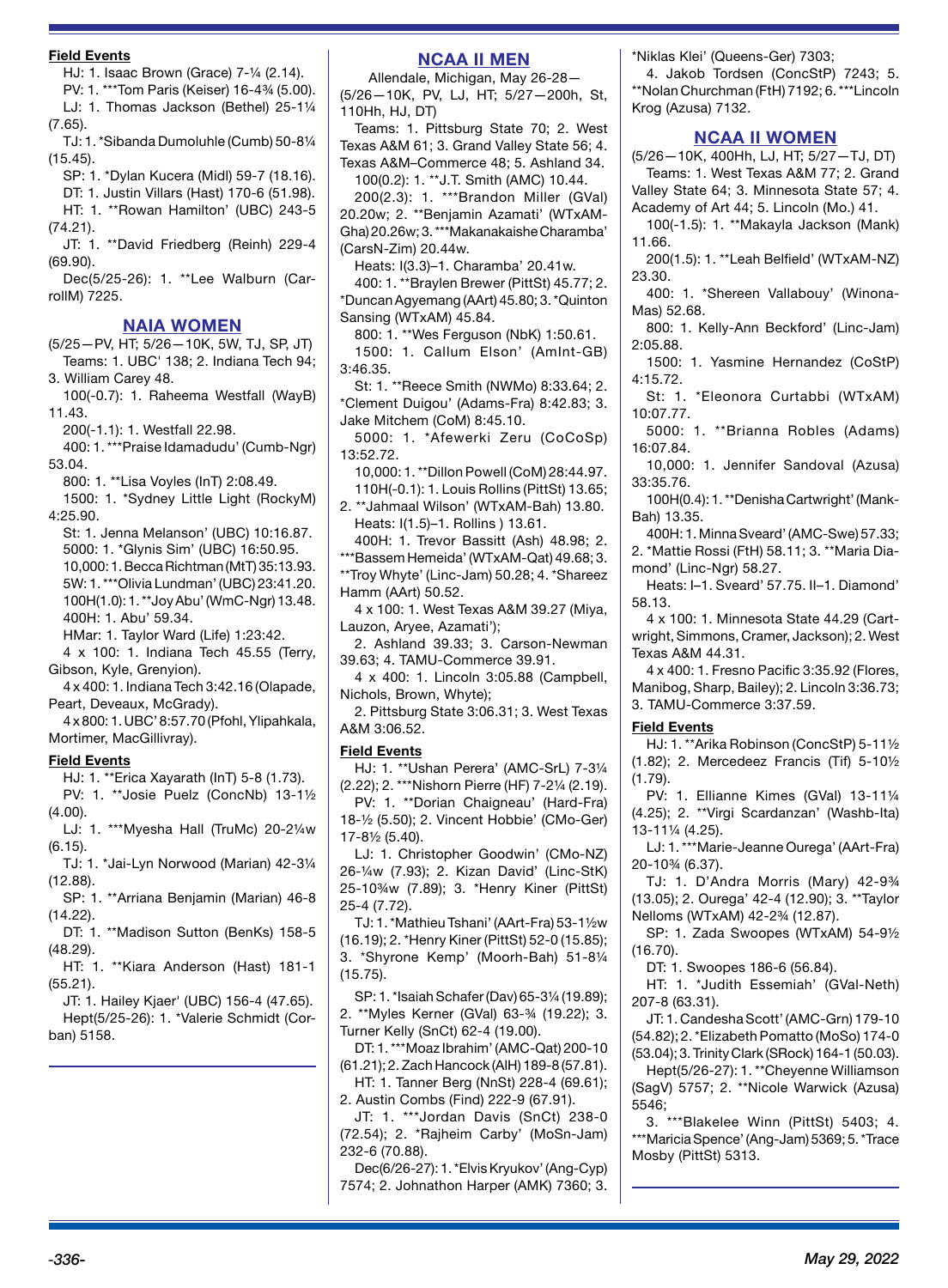**Field Events**

HJ: 1. Isaac Brown (Grace) 7-¼ (2.14).

PV: 1. ***Tom Paris (Keiser) 16-4¾ (5.00).

LJ: 1. Thomas Jackson (Bethel) 25-1¼ (7.65).

TJ: 1. *Sibanda Dumoluhle (Cumb) 50-8¼ (15.45).

SP: 1. *Dylan Kucera (Midl) 59-7 (18.16).

DT: 1. Justin Villars (Hast) 170-6 (51.98).

HT: 1. **Rowan Hamilton' (UBC) 243-5 (74.21).

JT: 1. **David Friedberg (Reinh) 229-4 (69.90).

Dec(5/25-26): 1. **Lee Walburn (CarrollM) 7225.

## NAIA WOMEN

(5/25—PV, HT; 5/26—10K, 5W, TJ, SP, JT)

Teams: 1. UBC' 138; 2. Indiana Tech 94; 3. William Carey 48.

100(-0.7): 1. Raheema Westfall (WayB) 11.43.

200(-1.1): 1. Westfall 22.98.

400: 1. ***Praise Idamadudu' (Cumb-Ngr) 53.04.

800: 1. **Lisa Voyles (InT) 2:08.49.

1500: 1. *Sydney Little Light (RockyM) 4:25.90.

St: 1. Jenna Melanson' (UBC) 10:16.87.

5000: 1. *Glynis Sim' (UBC) 16:50.95.

10,000: 1. Becca Richtman (MtT) 35:13.93.

5W: 1. ***Olivia Lundman' (UBC) 23:41.20.

100H(1.0): 1. **Joy Abu' (WmC-Ngr) 13.48.

400H: 1. Abu' 59.34.

HMar: 1. Taylor Ward (Life) 1:23:42.

4 x 100: 1. Indiana Tech 45.55 (Terry, Gibson, Kyle, Grenyion).

4 x 400: 1. Indiana Tech 3:42.16 (Olapade, Peart, Deveaux, McGrady).

4 x 800: 1. UBC' 8:57.70 (Pfohl, Ylipahkala, Mortimer, MacGillivray).

**Field Events**

HJ: 1. **Erica Xayarath (InT) 5-8 (1.73).

PV: 1. **Josie Puelz (ConcNb) 13-1½ (4.00).

LJ: 1. ***Myesha Hall (TruMc) 20-2¼w (6.15).

TJ: 1. *Jai-Lyn Norwood (Marian) 42-3¼ (12.88).

SP: 1. **Arriana Benjamin (Marian) 46-8 (14.22).

DT: 1. **Madison Sutton (BenKs) 158-5 (48.29).

HT: 1. **Kiara Anderson (Hast) 181-1 (55.21).

JT: 1. Hailey Kjaer' (UBC) 156-4 (47.65).

Hept(5/25-26): 1. *Valerie Schmidt (Corban) 5158.

## NCAA II MEN

Allendale, Michigan, May 26-28—

(5/26—10K, PV, LJ, HT; 5/27—200h, St, 110Hh, HJ, DT)

Teams: 1. Pittsburg State 70; 2. West Texas A&M 61; 3. Grand Valley State 56; 4. Texas A&M–Commerce 48; 5. Ashland 34.

100(0.2): 1. **J.T. Smith (AMC) 10.44.

200(2.3): 1. ***Brandon Miller (GVal) 20.20w; 2. **Benjamin Azamati' (WTxAM-Gha) 20.26w; 3. ***Makanakaishe Charamba' (CarsN-Zim) 20.44w.

Heats: I(3.3)–1. Charamba' 20.41w.

400: 1. **Braylen Brewer (PittSt) 45.77; 2. *Duncan Agyemang (AArt) 45.80; 3. *Quinton Sansing (WTxAM) 45.84.

800: 1. **Wes Ferguson (NbK) 1:50.61.

1500: 1. Callum Elson' (AmInt-GB) 3:46.35.

St: 1. **Reece Smith (NWMo) 8:33.64; 2. *Clement Duigou' (Adams-Fra) 8:42.83; 3. Jake Mitchem (CoM) 8:45.10.

5000: 1. *Afewerki Zeru (CoCoSp) 13:52.72.

10,000: 1. **Dillon Powell (CoM) 28:44.97.

110H(-0.1): 1. Louis Rollins (PittSt) 13.65; 2. **Jahmaal Wilson' (WTxAM-Bah) 13.80.

Heats: I(1.5)–1. Rollins ) 13.61.

400H: 1. Trevor Bassitt (Ash) 48.98; 2. ***Bassem Hemeida' (WTxAM-Qat) 49.68; 3. **Troy Whyte' (Linc-Jam) 50.28; 4. *Shareez Hamm (AArt) 50.52.

4 x 100: 1. West Texas A&M 39.27 (Miya, Lauzon, Aryee, Azamati');

2. Ashland 39.33; 3. Carson-Newman 39.63; 4. TAMU-Commerce 39.91.

4 x 400: 1. Lincoln 3:05.88 (Campbell, Nichols, Brown, Whyte);

2. Pittsburg State 3:06.31; 3. West Texas A&M 3:06.52.

**Field Events**

HJ: 1. **Ushan Perera' (AMC-SrL) 7-3¼ (2.22); 2. ***Nishorn Pierre (HF) 7-2¼ (2.19).

PV: 1. **Dorian Chaigneau' (Hard-Fra) 18-½ (5.50); 2. Vincent Hobbie' (CMo-Ger) 17-8½ (5.40).

LJ: 1. Christopher Goodwin' (CMo-NZ) 26-¼w (7.93); 2. Kizan David' (Linc-StK) 25-10¾w (7.89); 3. *Henry Kiner (PittSt) 25-4 (7.72).

TJ: 1. *Mathieu Tshani' (AArt-Fra) 53-1½w (16.19); 2. *Henry Kiner (PittSt) 52-0 (15.85); 3. *Shyrone Kemp' (Moorh-Bah) 51-8¼ (15.75).

SP: 1. *Isaiah Schafer (Dav) 65-3¼ (19.89); 2. **Myles Kerner (GVal) 63-¾ (19.22); 3. Turner Kelly (SnCt) 62-4 (19.00).

DT: 1. ***Moaz Ibrahim' (AMC-Qat) 200-10 (61.21); 2. Zach Hancock (AlH) 189-8 (57.81).

HT: 1. Tanner Berg (NnSt) 228-4 (69.61); 2. Austin Combs (Find) 222-9 (67.91).

JT: 1. ***Jordan Davis (SnCt) 238-0 (72.54); 2. *Rajheim Carby' (MoSn-Jam) 232-6 (70.88).

Dec(6/26-27): 1. *Elvis Kryukov' (Ang-Cyp) 7574; 2. Johnathon Harper (AMK) 7360; 3. *Niklas Klei' (Queens-Ger) 7303;

4. Jakob Tordsen (ConcStP) 7243; 5. **Nolan Churchman (FtH) 7192; 6. ***Lincoln Krog (Azusa) 7132.

## NCAA II WOMEN

(5/26—10K, 400Hh, LJ, HT; 5/27—TJ, DT)

Teams: 1. West Texas A&M 77; 2. Grand Valley State 64; 3. Minnesota State 57; 4. Academy of Art 44; 5. Lincoln (Mo.) 41.

100(-1.5): 1. **Makayla Jackson (Mank) 11.66.

200(1.5): 1. **Leah Belfield' (WTxAM-NZ) 23.30.

400: 1. *Shereen Vallabouy' (Winona-Mas) 52.68.

800: 1. Kelly-Ann Beckford' (Linc-Jam) 2:05.88.

1500: 1. Yasmine Hernandez (CoStP) 4:15.72.

St: 1. *Eleonora Curtabbi (WTxAM) 10:07.77.

5000: 1. **Brianna Robles (Adams) 16:07.84.

10,000: 1. Jennifer Sandoval (Azusa) 33:35.76.

100H(0.4): 1. **Denisha Cartwright' (Mank-Bah) 13.35.

400H: 1. Minna Sveard' (AMC-Swe) 57.33; 2. *Mattie Rossi (FtH) 58.11; 3. **Maria Diamond' (Linc-Ngr) 58.27.

Heats: I–1. Sveard' 57.75. II–1. Diamond' 58.13.

4 x 100: 1. Minnesota State 44.29 (Cartwright, Simmons, Cramer, Jackson); 2. West Texas A&M 44.31.

4 x 400: 1. Fresno Pacific 3:35.92 (Flores, Manibog, Sharp, Bailey); 2. Lincoln 3:36.73; 3. TAMU-Commerce 3:37.59.

**Field Events**

HJ: 1. **Arika Robinson (ConcStP) 5-11½ (1.82); 2. Mercedeez Francis (Tif) 5-10½ (1.79).

PV: 1. Ellianne Kimes (GVal) 13-11¼ (4.25); 2. **Virgi Scardanzan' (Washb-Ita) 13-11¼ (4.25).

LJ: 1. ***Marie-Jeanne Ourega' (AArt-Fra) 20-10¾ (6.37).

TJ: 1. D'Andra Morris (Mary) 42-9¾ (13.05); 2. Ourega' 42-4 (12.90); 3. **Taylor Nelloms (WTxAM) 42-2¾ (12.87).

SP: 1. Zada Swoopes (WTxAM) 54-9½ (16.70).

DT: 1. Swoopes 186-6 (56.84).

HT: 1. *Judith Essemiah' (GVal-Neth) 207-8 (63.31).

JT: 1. Candesha Scott' (AMC-Grn) 179-10 (54.82); 2. *Elizabeth Pomatto (MoSo) 174-0 (53.04); 3. Trinity Clark (SRock) 164-1 (50.03).

Hept(5/26-27): 1. **Cheyenne Williamson (SagV) 5757; 2. **Nicole Warwick (Azusa) 5546;

3. ***Blakelee Winn (PittSt) 5403; 4. ***Maricia Spence' (Ang-Jam) 5369; 5. *Trace Mosby (PittSt) 5313.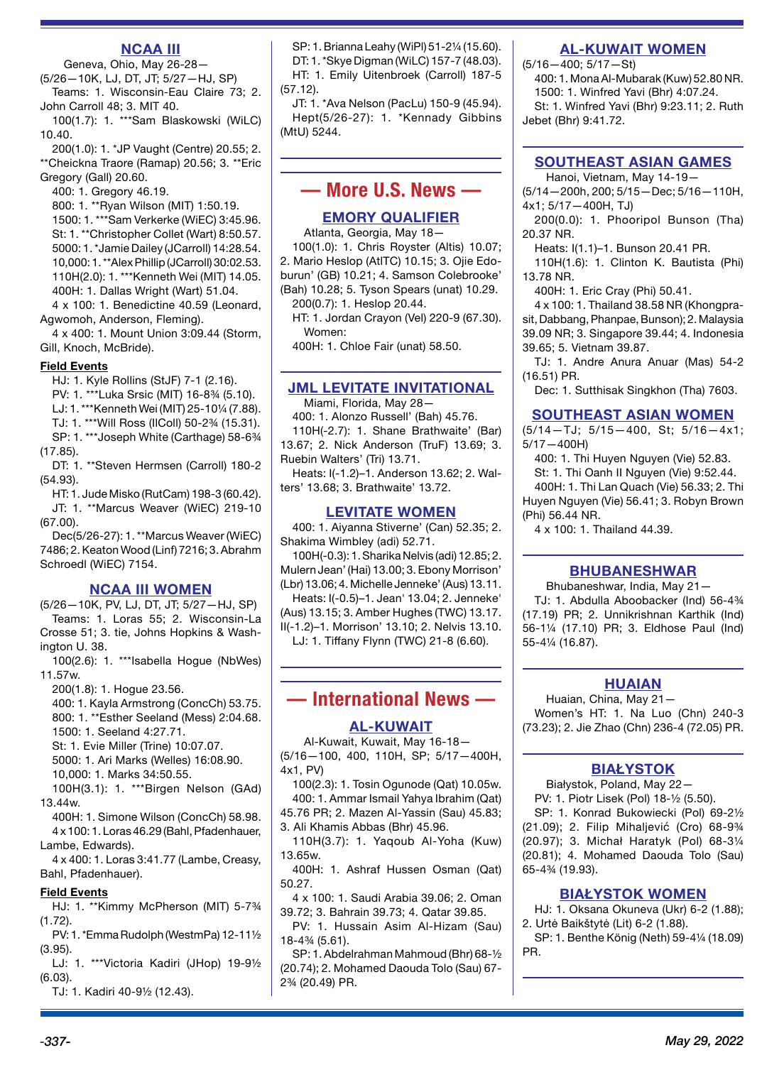## NCAA III

Geneva, Ohio, May 26-28—

(5/26—10K, LJ, DT, JT; 5/27—HJ, SP)

Teams: 1. Wisconsin-Eau Claire 73; 2. John Carroll 48; 3. MIT 40.

100(1.7): 1. ***Sam Blaskowski (WiLC) 10.40.

200(1.0): 1. *JP Vaught (Centre) 20.55; 2. **Cheickna Traore (Ramap) 20.56; 3. **Eric Gregory (Gall) 20.60.

400: 1. Gregory 46.19.

800: 1. **Ryan Wilson (MIT) 1:50.19.

1500: 1. ***Sam Verkerke (WiEC) 3:45.96.

St: 1. **Christopher Collet (Wart) 8:50.57.

5000: 1. *Jamie Dailey (JCarroll) 14:28.54.

10,000: 1. **Alex Phillip (JCarroll) 30:02.53.

110H(2.0): 1. ***Kenneth Wei (MIT) 14.05.

400H: 1. Dallas Wright (Wart) 51.04.

4 x 100: 1. Benedictine 40.59 (Leonard, Agwomoh, Anderson, Fleming).

4 x 400: 1. Mount Union 3:09.44 (Storm, Gill, Knoch, McBride).

**Field Events**

HJ: 1. Kyle Rollins (StJF) 7-1 (2.16).

PV: 1. ***Luka Srsic (MIT) 16-8¾ (5.10).

LJ: 1. ***Kenneth Wei (MIT) 25-10¼ (7.88).

TJ: 1. ***Will Ross (IlColl) 50-2¾ (15.31).

SP: 1. ***Joseph White (Carthage) 58-6¾ (17.85).

DT: 1. **Steven Hermsen (Carroll) 180-2 (54.93).

HT: 1. Jude Misko (RutCam) 198-3 (60.42).

JT: 1. **Marcus Weaver (WiEC) 219-10 (67.00).

Dec(5/26-27): 1. **Marcus Weaver (WiEC) 7486; 2. Keaton Wood (Linf) 7216; 3. Abrahm Schroedl (WiEC) 7154.

## NCAA III WOMEN

(5/26—10K, PV, LJ, DT, JT; 5/27—HJ, SP)

Teams: 1. Loras 55; 2. Wisconsin-La Crosse 51; 3. tie, Johns Hopkins & Washington U. 38.

100(2.6): 1. ***Isabella Hogue (NbWes) 11.57w.

200(1.8): 1. Hogue 23.56.

400: 1. Kayla Armstrong (ConcCh) 53.75.

800: 1. **Esther Seeland (Mess) 2:04.68.

1500: 1. Seeland 4:27.71.

St: 1. Evie Miller (Trine) 10:07.07.

5000: 1. Ari Marks (Welles) 16:08.90.

10,000: 1. Marks 34:50.55.

100H(3.1): 1. ***Birgen Nelson (GAd) 13.44w.

400H: 1. Simone Wilson (ConcCh) 58.98.

4 x 100: 1. Loras 46.29 (Bahl, Pfadenhauer, Lambe, Edwards).

4 x 400: 1. Loras 3:41.77 (Lambe, Creasy, Bahl, Pfadenhauer).

**Field Events**

HJ: 1. **Kimmy McPherson (MIT) 5-7¾ (1.72).

PV: 1. *Emma Rudolph (WestmPa) 12-11½ (3.95).

LJ: 1. ***Victoria Kadiri (JHop) 19-9½ (6.03).

TJ: 1. Kadiri 40-9½ (12.43).

SP: 1. Brianna Leahy (WiPl) 51-2¼ (15.60).

DT: 1. *Skye Digman (WiLC) 157-7 (48.03).

HT: 1. Emily Uitenbroek (Carroll) 187-5 (57.12).

JT: 1. *Ava Nelson (PacLu) 150-9 (45.94).

Hept(5/26-27): 1. *Kennady Gibbins (MtU) 5244.

# — More U.S. News —

## EMORY QUALIFIER

Atlanta, Georgia, May 18—

100(1.0): 1. Chris Royster (Altis) 10.07; 2. Mario Heslop (AtlTC) 10.15; 3. Ojie Edoburun' (GB) 10.21; 4. Samson Colebrooke' (Bah) 10.28; 5. Tyson Spears (unat) 10.29.

200(0.7): 1. Heslop 20.44.

HT: 1. Jordan Crayon (Vel) 220-9 (67.30).

Women:

400H: 1. Chloe Fair (unat) 58.50.

## JML LEVITATE INVITATIONAL

Miami, Florida, May 28—

400: 1. Alonzo Russell' (Bah) 45.76.

110H(-2.7): 1. Shane Brathwaite' (Bar) 13.67; 2. Nick Anderson (TruF) 13.69; 3. Ruebin Walters' (Tri) 13.71.

Heats: I(-1.2)–1. Anderson 13.62; 2. Walters' 13.68; 3. Brathwaite' 13.72.

## LEVITATE WOMEN

400: 1. Aiyanna Stiverne' (Can) 52.35; 2. Shakima Wimbley (adi) 52.71.

100H(-0.3): 1. Sharika Nelvis (adi) 12.85; 2. Mulern Jean' (Hai) 13.00; 3. Ebony Morrison' (Lbr) 13.06; 4. Michelle Jenneke' (Aus) 13.11.

Heats: I(-0.5)–1. Jean' 13.04; 2. Jenneke' (Aus) 13.15; 3. Amber Hughes (TWC) 13.17. II(-1.2)–1. Morrison' 13.10; 2. Nelvis 13.10.

LJ: 1. Tiffany Flynn (TWC) 21-8 (6.60).

# — International News —

## AL-KUWAIT

Al-Kuwait, Kuwait, May 16-18—

(5/16—100, 400, 110H, SP; 5/17—400H, 4x1, PV)

100(2.3): 1. Tosin Ogunode (Qat) 10.05w.

400: 1. Ammar Ismail Yahya Ibrahim (Qat) 45.76 PR; 2. Mazen Al-Yassin (Sau) 45.83; 3. Ali Khamis Abbas (Bhr) 45.96.

110H(3.7): 1. Yaqoub Al-Yoha (Kuw) 13.65w.

400H: 1. Ashraf Hussen Osman (Qat) 50.27.

4 x 100: 1. Saudi Arabia 39.06; 2. Oman 39.72; 3. Bahrain 39.73; 4. Qatar 39.85.

PV: 1. Hussain Asim Al-Hizam (Sau) 18-4¾ (5.61).

SP: 1. Abdelrahman Mahmoud (Bhr) 68-½ (20.74); 2. Mohamed Daouda Tolo (Sau) 67-2¾ (20.49) PR.

## AL-KUWAIT WOMEN

(5/16—400; 5/17—St)

400: 1. Mona Al-Mubarak (Kuw) 52.80 NR.

1500: 1. Winfred Yavi (Bhr) 4:07.24.

St: 1. Winfred Yavi (Bhr) 9:23.11; 2. Ruth Jebet (Bhr) 9:41.72.

## SOUTHEAST ASIAN GAMES

Hanoi, Vietnam, May 14-19—

(5/14—200h, 200; 5/15—Dec; 5/16—110H, 4x1; 5/17—400H, TJ)

200(0.0): 1. Phooripol Bunson (Tha) 20.37 NR.

Heats: I(1.1)–1. Bunson 20.41 PR.

110H(1.6): 1. Clinton K. Bautista (Phi) 13.78 NR.

400H: 1. Eric Cray (Phi) 50.41.

4 x 100: 1. Thailand 38.58 NR (Khongprasit, Dabbang, Phanpae, Bunson); 2. Malaysia 39.09 NR; 3. Singapore 39.44; 4. Indonesia 39.65; 5. Vietnam 39.87.

TJ: 1. Andre Anura Anuar (Mas) 54-2 (16.51) PR.

Dec: 1. Sutthisak Singkhon (Tha) 7603.

## SOUTHEAST ASIAN WOMEN

(5/14—TJ; 5/15—400, St; 5/16—4x1; 5/17—400H)

400: 1. Thi Huyen Nguyen (Vie) 52.83.

St: 1. Thi Oanh II Nguyen (Vie) 9:52.44.

400H: 1. Thi Lan Quach (Vie) 56.33; 2. Thi Huyen Nguyen (Vie) 56.41; 3. Robyn Brown (Phi) 56.44 NR.

4 x 100: 1. Thailand 44.39.

## BHUBANESHWAR

Bhubaneshwar, India, May 21—

TJ: 1. Abdulla Aboobacker (Ind) 56-4¾ (17.19) PR; 2. Unnikrishnan Karthik (Ind) 56-1¼ (17.10) PR; 3. Eldhose Paul (Ind) 55-4¼ (16.87).

## HUAIAN

Huaian, China, May 21—

Women's HT: 1. Na Luo (Chn) 240-3 (73.23); 2. Jie Zhao (Chn) 236-4 (72.05) PR.

## BIAŁYSTOK

Białystok, Poland, May 22—

PV: 1. Piotr Lisek (Pol) 18-½ (5.50).

SP: 1. Konrad Bukowiecki (Pol) 69-2½ (21.09); 2. Filip Mihaljević (Cro) 68-9¾ (20.97); 3. Michał Haratyk (Pol) 68-3¼ (20.81); 4. Mohamed Daouda Tolo (Sau) 65-4¾ (19.93).

## BIAŁYSTOK WOMEN

HJ: 1. Oksana Okuneva (Ukr) 6-2 (1.88); 2. Urtė Baikštytė (Lit) 6-2 (1.88).

SP: 1. Benthe König (Neth) 59-4¼ (18.09) PR.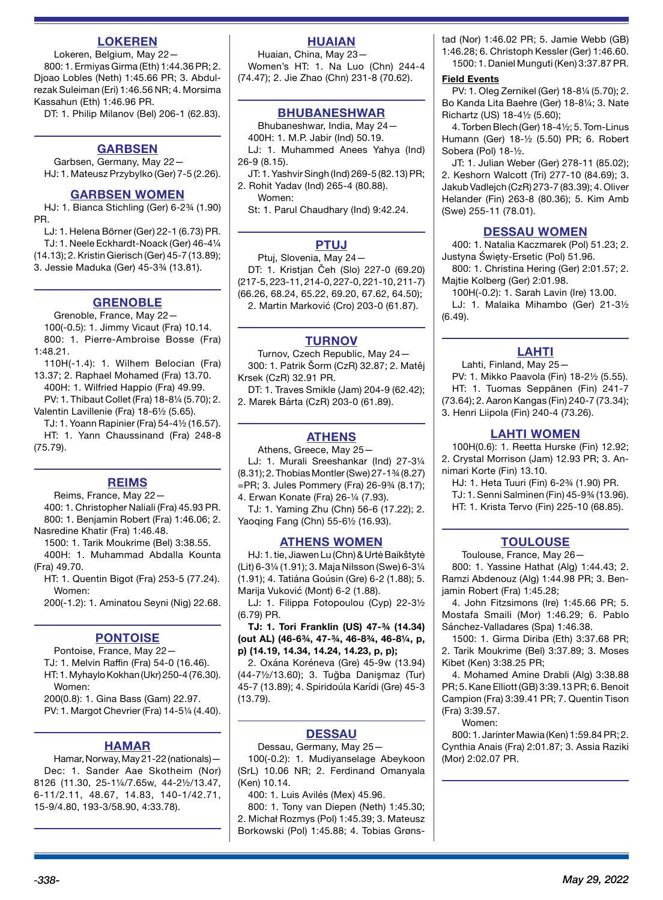## LOKEREN

Lokeren, Belgium, May 22—

800: 1. Ermiyas Girma (Eth) 1:44.36 PR; 2. Djoao Lobles (Neth) 1:45.66 PR; 3. Abdulrezak Suleiman (Eri) 1:46.56 NR; 4. Morsima Kassahun (Eth) 1:46.96 PR.

DT: 1. Philip Milanov (Bel) 206-1 (62.83).

## GARBSEN

Garbsen, Germany, May 22—

HJ: 1. Mateusz Przybylko (Ger) 7-5 (2.26).

## GARBSEN WOMEN

HJ: 1. Bianca Stichling (Ger) 6-2¾ (1.90) PR.

LJ: 1. Helena Börner (Ger) 22-1 (6.73) PR.

TJ: 1. Neele Eckhardt-Noack (Ger) 46-4¼ (14.13); 2. Kristin Gierisch (Ger) 45-7 (13.89); 3. Jessie Maduka (Ger) 45-3¾ (13.81).

## GRENOBLE

Grenoble, France, May 22—

100(-0.5): 1. Jimmy Vicaut (Fra) 10.14.

800: 1. Pierre-Ambroise Bosse (Fra) 1:48.21.

110H(-1.4): 1. Wilhem Belocian (Fra) 13.37; 2. Raphael Mohamed (Fra) 13.70.

400H: 1. Wilfried Happio (Fra) 49.99.

PV: 1. Thibaut Collet (Fra) 18-8¼ (5.70); 2. Valentin Lavillenie (Fra) 18-6½ (5.65).

TJ: 1. Yoann Rapinier (Fra) 54-4½ (16.57).

HT: 1. Yann Chaussinand (Fra) 248-8 (75.79).

## REIMS

Reims, France, May 22—

400: 1. Christopher Naliali (Fra) 45.93 PR.

800: 1. Benjamin Robert (Fra) 1:46.06; 2. Nasredine Khatir (Fra) 1:46.48.

1500: 1. Tarik Moukrime (Bel) 3:38.55.

400H: 1. Muhammad Abdalla Kounta (Fra) 49.70.

HT: 1. Quentin Bigot (Fra) 253-5 (77.24).

Women:

200(-1.2): 1. Aminatou Seyni (Nig) 22.68.

## PONTOISE

Pontoise, France, May 22—

TJ: 1. Melvin Raffin (Fra) 54-0 (16.46).

HT: 1. Myhaylo Kokhan (Ukr) 250-4 (76.30).

Women:

200(0.8): 1. Gina Bass (Gam) 22.97.

PV: 1. Margot Chevrier (Fra) 14-5¼ (4.40).

## HAMAR

Hamar, Norway, May 21-22 (nationals)—

Dec: 1. Sander Aae Skotheim (Nor) 8126 (11.30, 25-1¼/7.65w, 44-2½/13.47, 6-11/2.11, 48.67, 14.83, 140-1/42.71, 15-9/4.80, 193-3/58.90, 4:33.78).

## HUAIAN

Huaian, China, May 23—

Women's HT: 1. Na Luo (Chn) 244-4 (74.47); 2. Jie Zhao (Chn) 231-8 (70.62).

## BHUBANESHWAR

Bhubaneshwar, India, May 24—

400H: 1. M.P. Jabir (Ind) 50.19.

LJ: 1. Muhammed Anees Yahya (Ind) 26-9 (8.15).

JT: 1. Yashvir Singh (Ind) 269-5 (82.13) PR; 2. Rohit Yadav (Ind) 265-4 (80.88).

Women:

St: 1. Parul Chaudhary (Ind) 9:42.24.

## PTUJ

Ptuj, Slovenia, May 24—

DT: 1. Kristjan Čeh (Slo) 227-0 (69.20) (217-5, 223-11, 214-0, 227-0, 221-10, 211-7) (66.26, 68.24, 65.22, 69.20, 67.62, 64.50); 2. Martin Marković (Cro) 203-0 (61.87).

## TURNOV

Turnov, Czech Republic, May 24—

300: 1. Patrik Šorm (CzR) 32.87; 2. Matěj Krsek (CzR) 32.91 PR.

DT: 1. Traves Smikle (Jam) 204-9 (62.42); 2. Marek Bárta (CzR) 203-0 (61.89).

## ATHENS

Athens, Greece, May 25—

LJ: 1. Murali Sreeshankar (Ind) 27-3¼ (8.31); 2. Thobias Montler (Swe) 27-1¾ (8.27) =PR; 3. Jules Pommery (Fra) 26-9¾ (8.17); 4. Erwan Konate (Fra) 26-¼ (7.93).

TJ: 1. Yaming Zhu (Chn) 56-6 (17.22); 2. Yaoqing Fang (Chn) 55-6½ (16.93).

## ATHENS WOMEN

HJ: 1. tie, Jiawen Lu (Chn) & Urtė Baikštytė (Lit) 6-3¼ (1.91); 3. Maja Nilsson (Swe) 6-3¼ (1.91); 4. Tatiána Goúsin (Gre) 6-2 (1.88); 5. Marija Vuković (Mont) 6-2 (1.88).

LJ: 1. Filippa Fotopoulou (Cyp) 22-3½ (6.79) PR.

**TJ: 1. Tori Franklin (US) 47-¾ (14.34) (out AL) (46-6¾, 47-¾, 46-8¾, 46-8¼, p, p) (14.19, 14.34, 14.24, 14.23, p, p);**

2. Oxána Koréneva (Gre) 45-9w (13.94) (44-7½/13.60); 3. Tuğba Danişmaz (Tur) 45-7 (13.89); 4. Spiridoúla Karídi (Gre) 45-3 (13.79).

## DESSAU

Dessau, Germany, May 25—

100(-0.2): 1. Mudiyanselage Abeykoon (SrL) 10.06 NR; 2. Ferdinand Omanyala (Ken) 10.14.

400: 1. Luis Avilés (Mex) 45.96.

800: 1. Tony van Diepen (Neth) 1:45.30; 2. Michał Rozmys (Pol) 1:45.39; 3. Mateusz Borkowski (Pol) 1:45.88; 4. Tobias Grønstad (Nor) 1:46.02 PR; 5. Jamie Webb (GB) 1:46.28; 6. Christoph Kessler (Ger) 1:46.60.

1500: 1. Daniel Munguti (Ken) 3:37.87 PR.

**Field Events**

PV: 1. Oleg Zernikel (Ger) 18-8¼ (5.70); 2. Bo Kanda Lita Baehre (Ger) 18-8¼; 3. Nate Richartz (US) 18-4½ (5.60);

4. Torben Blech (Ger) 18-4½; 5. Tom-Linus Humann (Ger) 18-½ (5.50) PR; 6. Robert Sobera (Pol) 18-½.

JT: 1. Julian Weber (Ger) 278-11 (85.02); 2. Keshorn Walcott (Tri) 277-10 (84.69); 3. Jakub Vadlejch (CzR) 273-7 (83.39); 4. Oliver Helander (Fin) 263-8 (80.36); 5. Kim Amb (Swe) 255-11 (78.01).

## DESSAU WOMEN

400: 1. Natalia Kaczmarek (Pol) 51.23; 2. Justyna Święty-Ersetic (Pol) 51.96.

800: 1. Christina Hering (Ger) 2:01.57; 2. Majtie Kolberg (Ger) 2:01.98.

100H(-0.2): 1. Sarah Lavin (Ire) 13.00.

LJ: 1. Malaika Mihambo (Ger) 21-3½ (6.49).

## LAHTI

Lahti, Finland, May 25—

PV: 1. Mikko Paavola (Fin) 18-2½ (5.55).

HT: 1. Tuomas Seppänen (Fin) 241-7 (73.64); 2. Aaron Kangas (Fin) 240-7 (73.34); 3. Henri Liipola (Fin) 240-4 (73.26).

## LAHTI WOMEN

100H(0.6): 1. Reetta Hurske (Fin) 12.92; 2. Crystal Morrison (Jam) 12.93 PR; 3. Annimari Korte (Fin) 13.10.

HJ: 1. Heta Tuuri (Fin) 6-2¾ (1.90) PR.

TJ: 1. Senni Salminen (Fin) 45-9¾ (13.96).

HT: 1. Krista Tervo (Fin) 225-10 (68.85).

## TOULOUSE

Toulouse, France, May 26—

800: 1. Yassine Hathat (Alg) 1:44.43; 2. Ramzi Abdenouz (Alg) 1:44.98 PR; 3. Benjamin Robert (Fra) 1:45.28;

4. John Fitzsimons (Ire) 1:45.66 PR; 5. Mostafa Smaili (Mor) 1:46.29; 6. Pablo Sánchez-Valladares (Spa) 1:46.38.

1500: 1. Girma Diriba (Eth) 3:37.68 PR; 2. Tarik Moukrime (Bel) 3:37.89; 3. Moses Kibet (Ken) 3:38.25 PR;

4. Mohamed Amine Drabli (Alg) 3:38.88 PR; 5. Kane Elliott (GB) 3:39.13 PR; 6. Benoit Campion (Fra) 3:39.41 PR; 7. Quentin Tison (Fra) 3:39.57.

Women:

800: 1. Jarinter Mawia (Ken) 1:59.84 PR; 2. Cynthia Anais (Fra) 2:01.87; 3. Assia Raziki (Mor) 2:02.07 PR.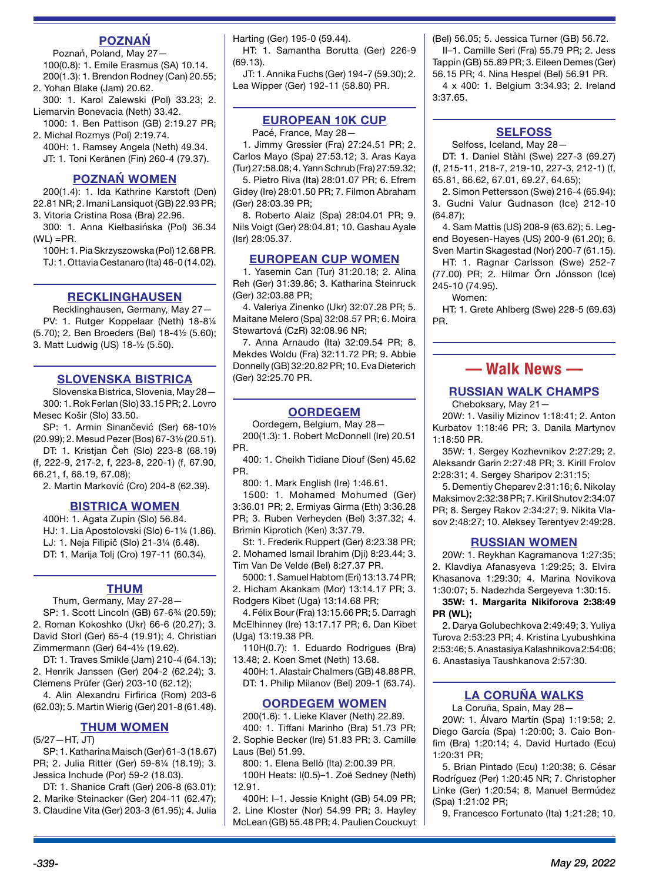## POZNAŃ

Poznań, Poland, May 27—

100(0.8): 1. Emile Erasmus (SA) 10.14.

200(1.3): 1. Brendon Rodney (Can) 20.55; 2. Yohan Blake (Jam) 20.62.

300: 1. Karol Zalewski (Pol) 33.23; 2. Liemarvin Bonevacia (Neth) 33.42.

1000: 1. Ben Pattison (GB) 2:19.27 PR; 2. Michał Rozmys (Pol) 2:19.74.

400H: 1. Ramsey Angela (Neth) 49.34.

JT: 1. Toni Keränen (Fin) 260-4 (79.37).

## POZNAŃ WOMEN

200(1.4): 1. Ida Kathrine Karstoft (Den) 22.81 NR; 2. Imani Lansiquot (GB) 22.93 PR; 3. Vitoria Cristina Rosa (Bra) 22.96.

300: 1. Anna Kiełbasińska (Pol) 36.34 (WL) =PR.

100H: 1. Pia Skrzyszowska (Pol) 12.68 PR.

TJ: 1. Ottavia Cestanaro (Ita) 46-0 (14.02).

## RECKLINGHAUSEN

Recklinghausen, Germany, May 27—

PV: 1. Rutger Koppelaar (Neth) 18-8¼ (5.70); 2. Ben Broeders (Bel) 18-4½ (5.60); 3. Matt Ludwig (US) 18-½ (5.50).

## SLOVENSKA BISTRICA

Slovenska Bistrica, Slovenia, May 28—

300: 1. Rok Ferlan (Slo) 33.15 PR; 2. Lovro Mesec Košir (Slo) 33.50.

SP: 1. Armin Sinančević (Ser) 68-10½ (20.99); 2. Mesud Pezer (Bos) 67-3½ (20.51).

DT: 1. Kristjan Čeh (Slo) 223-8 (68.19) (f, 222-9, 217-2, f, 223-8, 220-1) (f, 67.90, 66.21, f, 68.19, 67.08);

2. Martin Marković (Cro) 204-8 (62.39).

## BISTRICA WOMEN

400H: 1. Agata Zupin (Slo) 56.84.

HJ: 1. Lia Apostolovski (Slo) 6-1¼ (1.86).

LJ: 1. Neja Filipič (Slo) 21-3¼ (6.48).

DT: 1. Marija Tolj (Cro) 197-11 (60.34).

## THUM

Thum, Germany, May 27-28—

SP: 1. Scott Lincoln (GB) 67-6¾ (20.59); 2. Roman Kokoshko (Ukr) 66-6 (20.27); 3. David Storl (Ger) 65-4 (19.91); 4. Christian Zimmermann (Ger) 64-4½ (19.62).

DT: 1. Traves Smikle (Jam) 210-4 (64.13); 2. Henrik Janssen (Ger) 204-2 (62.24); 3. Clemens Prüfer (Ger) 203-10 (62.12);

4. Alin Alexandru Firfirica (Rom) 203-6 (62.03); 5. Martin Wierig (Ger) 201-8 (61.48).

## THUM WOMEN

(5/27—HT, JT)

SP: 1. Katharina Maisch (Ger) 61-3 (18.67) PR; 2. Julia Ritter (Ger) 59-8¼ (18.19); 3. Jessica Inchude (Por) 59-2 (18.03).

DT: 1. Shanice Craft (Ger) 206-8 (63.01); 2. Marike Steinacker (Ger) 204-11 (62.47); 3. Claudine Vita (Ger) 203-3 (61.95); 4. Julia Harting (Ger) 195-0 (59.44).

HT: 1. Samantha Borutta (Ger) 226-9 (69.13).

JT: 1. Annika Fuchs (Ger) 194-7 (59.30); 2. Lea Wipper (Ger) 192-11 (58.80) PR.

## EUROPEAN 10K CUP

Pacé, France, May 28—

1. Jimmy Gressier (Fra) 27:24.51 PR; 2. Carlos Mayo (Spa) 27:53.12; 3. Aras Kaya (Tur) 27:58.08; 4. Yann Schrub (Fra) 27:59.32;

5. Pietro Riva (Ita) 28:01.07 PR; 6. Efrem Gidey (Ire) 28:01.50 PR; 7. Filmon Abraham (Ger) 28:03.39 PR;

8. Roberto Alaiz (Spa) 28:04.01 PR; 9. Nils Voigt (Ger) 28:04.81; 10. Gashau Ayale (Isr) 28:05.37.

## EUROPEAN CUP WOMEN

1. Yasemin Can (Tur) 31:20.18; 2. Alina Reh (Ger) 31:39.86; 3. Katharina Steinruck (Ger) 32:03.88 PR;

4. Valeriya Zinenko (Ukr) 32:07.28 PR; 5. Maitane Melero (Spa) 32:08.57 PR; 6. Moira Stewartová (CzR) 32:08.96 NR;

7. Anna Arnaudo (Ita) 32:09.54 PR; 8. Mekdes Woldu (Fra) 32:11.72 PR; 9. Abbie Donnelly (GB) 32:20.82 PR; 10. Eva Dieterich (Ger) 32:25.70 PR.

## OORDEGEM

Oordegem, Belgium, May 28—

200(1.3): 1. Robert McDonnell (Ire) 20.51 PR.

400: 1. Cheikh Tidiane Diouf (Sen) 45.62 PR.

800: 1. Mark English (Ire) 1:46.61.

1500: 1. Mohamed Mohumed (Ger) 3:36.01 PR; 2. Ermiyas Girma (Eth) 3:36.28 PR; 3. Ruben Verheyden (Bel) 3:37.32; 4. Brimin Kiprotich (Ken) 3:37.79.

St: 1. Frederik Ruppert (Ger) 8:23.38 PR; 2. Mohamed Ismail Ibrahim (Dji) 8:23.44; 3. Tim Van De Velde (Bel) 8:27.37 PR.

5000: 1. Samuel Habtom (Eri) 13:13.74 PR; 2. Hicham Akankam (Mor) 13:14.17 PR; 3. Rodgers Kibet (Uga) 13:14.68 PR;

4. Félix Bour (Fra) 13:15.66 PR; 5. Darragh McElhinney (Ire) 13:17.17 PR; 6. Dan Kibet (Uga) 13:19.38 PR.

110H(0.7): 1. Eduardo Rodrigues (Bra) 13.48; 2. Koen Smet (Neth) 13.68.

400H: 1. Alastair Chalmers (GB) 48.88 PR.

DT: 1. Philip Milanov (Bel) 209-1 (63.74).

## OORDEGEM WOMEN

200(1.6): 1. Lieke Klaver (Neth) 22.89.

400: 1. Tiffani Marinho (Bra) 51.73 PR; 2. Sophie Becker (Ire) 51.83 PR; 3. Camille Laus (Bel) 51.99.

800: 1. Elena Bellò (Ita) 2:00.39 PR.

100H Heats: I(0.5)–1. Zoë Sedney (Neth) 12.91.

400H: I–1. Jessie Knight (GB) 54.09 PR; 2. Line Kloster (Nor) 54.99 PR; 3. Hayley McLean (GB) 55.48 PR; 4. Paulien Couckuyt (Bel) 56.05; 5. Jessica Turner (GB) 56.72.

II–1. Camille Seri (Fra) 55.79 PR; 2. Jess Tappin (GB) 55.89 PR; 3. Eileen Demes (Ger) 56.15 PR; 4. Nina Hespel (Bel) 56.91 PR.

4 x 400: 1. Belgium 3:34.93; 2. Ireland 3:37.65.

## SELFOSS

Selfoss, Iceland, May 28—

DT: 1. Daniel Ståhl (Swe) 227-3 (69.27) (f, 215-11, 218-7, 219-10, 227-3, 212-1) (f, 65.81, 66.62, 67.01, 69.27, 64.65);

2. Simon Pettersson (Swe) 216-4 (65.94); 3. Gudni Valur Gudnason (Ice) 212-10 (64.87);

4. Sam Mattis (US) 208-9 (63.62); 5. Legend Boyesen-Hayes (US) 200-9 (61.20); 6. Sven Martin Skagestad (Nor) 200-7 (61.15).

HT: 1. Ragnar Carlsson (Swe) 252-7 (77.00) PR; 2. Hilmar Örn Jónsson (Ice) 245-10 (74.95).

Women:

HT: 1. Grete Ahlberg (Swe) 228-5 (69.63) PR.

# — Walk News —

## RUSSIAN WALK CHAMPS

Cheboksary, May 21—

20W: 1. Vasiliy Mizinov 1:18:41; 2. Anton Kurbatov 1:18:46 PR; 3. Danila Martynov 1:18:50 PR.

35W: 1. Sergey Kozhevnikov 2:27:29; 2. Aleksandr Garin 2:27:48 PR; 3. Kirill Frolov 2:28:31; 4. Sergey Sharipov 2:31:15;

5. Dementiy Cheparev 2:31:16; 6. Nikolay Maksimov 2:32:38 PR; 7. Kiril Shutov 2:34:07 PR; 8. Sergey Rakov 2:34:27; 9. Nikita Vlasov 2:48:27; 10. Aleksey Terentyev 2:49:28.

## RUSSIAN WOMEN

20W: 1. Reykhan Kagramanova 1:27:35; 2. Klavdiya Afanasyeva 1:29:25; 3. Elvira Khasanova 1:29:30; 4. Marina Novikova 1:30:07; 5. Nadezhda Sergeyeva 1:30:15.

**35W: 1. Margarita Nikiforova 2:38:49 PR (WL);**

2. Darya Golubechkova 2:49:49; 3. Yuliya Turova 2:53:23 PR; 4. Kristina Lyubushkina 2:53:46; 5. Anastasiya Kalashnikova 2:54:06; 6. Anastasiya Taushkanova 2:57:30.

## LA CORUÑA WALKS

La Coruña, Spain, May 28—

20W: 1. Álvaro Martín (Spa) 1:19:58; 2. Diego García (Spa) 1:20:00; 3. Caio Bonfim (Bra) 1:20:14; 4. David Hurtado (Ecu) 1:20:31 PR;

5. Brian Pintado (Ecu) 1:20:38; 6. César Rodríguez (Per) 1:20:45 NR; 7. Christopher Linke (Ger) 1:20:54; 8. Manuel Bermúdez (Spa) 1:21:02 PR;

9. Francesco Fortunato (Ita) 1:21:28; 10.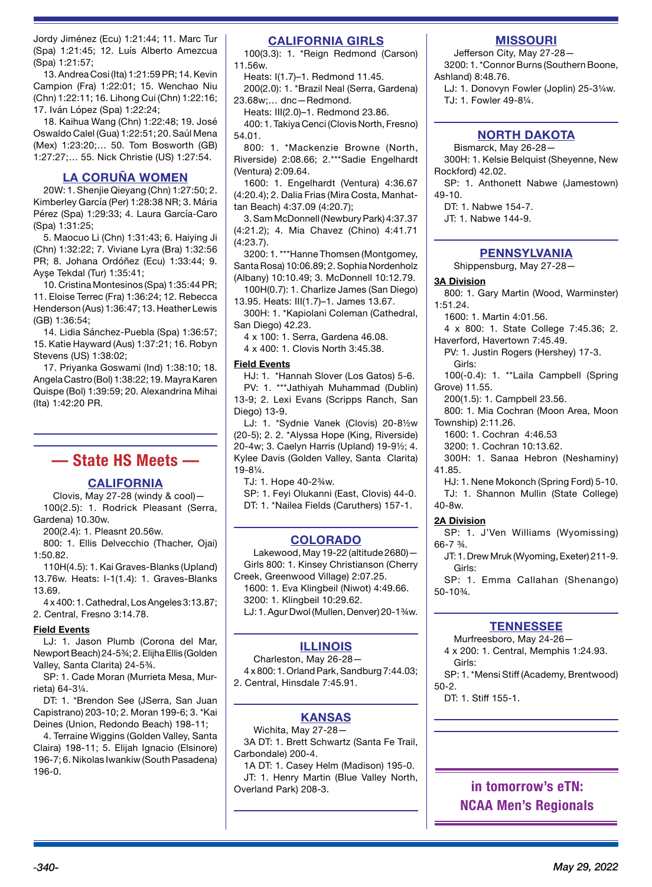Jordy Jiménez (Ecu) 1:21:44; 11. Marc Tur (Spa) 1:21:45; 12. Luís Alberto Amezcua (Spa) 1:21:57;

13. Andrea Cosi (Ita) 1:21:59 PR; 14. Kevin Campion (Fra) 1:22:01; 15. Wenchao Niu (Chn) 1:22:11; 16. Lihong Cui (Chn) 1:22:16; 17. Iván López (Spa) 1:22:24;

18. Kaihua Wang (Chn) 1:22:48; 19. José Oswaldo Calel (Gua) 1:22:51; 20. Saúl Mena (Mex) 1:23:20;… 50. Tom Bosworth (GB) 1:27:27;… 55. Nick Christie (US) 1:27:54.

## LA CORUÑA WOMEN

20W: 1. Shenjie Qieyang (Chn) 1:27:50; 2. Kimberley García (Per) 1:28:38 NR; 3. Mária Pérez (Spa) 1:29:33; 4. Laura García-Caro (Spa) 1:31:25;

5. Maocuo Li (Chn) 1:31:43; 6. Haiying Ji (Chn) 1:32:22; 7. Viviane Lyra (Bra) 1:32:56 PR; 8. Johana Ordóñez (Ecu) 1:33:44; 9. Ayşe Tekdal (Tur) 1:35:41;

10. Cristina Montesinos (Spa) 1:35:44 PR; 11. Eloise Terrec (Fra) 1:36:24; 12. Rebecca Henderson (Aus) 1:36:47; 13. Heather Lewis (GB) 1:36:54;

14. Lidia Sánchez-Puebla (Spa) 1:36:57; 15. Katie Hayward (Aus) 1:37:21; 16. Robyn Stevens (US) 1:38:02;

17. Priyanka Goswami (Ind) 1:38:10; 18. Angela Castro (Bol) 1:38:22; 19. Mayra Karen Quispe (Bol) 1:39:59; 20. Alexandrina Mihai (Ita) 1:42:20 PR.

# — State HS Meets —

## CALIFORNIA

Clovis, May 27-28 (windy & cool)—

100(2.5): 1. Rodrick Pleasant (Serra, Gardena) 10.30w.

200(2.4): 1. Pleasnt 20.56w.

800: 1. Ellis Delvecchio (Thacher, Ojai) 1:50.82.

110H(4.5): 1. Kai Graves-Blanks (Upland) 13.76w. Heats: I-1(1.4): 1. Graves-Blanks 13.69.

4 x 400: 1. Cathedral, Los Angeles 3:13.87; 2. Central, Fresno 3:14.78.

**Field Events**

LJ: 1. Jason Plumb (Corona del Mar, Newport Beach) 24-5¾; 2. Elijha Ellis (Golden Valley, Santa Clarita) 24-5¾.

SP: 1. Cade Moran (Murrieta Mesa, Murrieta) 64-3¼.

DT: 1. *Brendon See (JSerra, San Juan Capistrano) 203-10; 2. Moran 199-6; 3. *Kai Deines (Union, Redondo Beach) 198-11;

4. Terraine Wiggins (Golden Valley, Santa Claira) 198-11; 5. Elijah Ignacio (Elsinore) 196-7; 6. Nikolas Iwankiw (South Pasadena) 196-0.

## CALIFORNIA GIRLS

100(3.3): 1. *Reign Redmond (Carson) 11.56w.

Heats: I(1.7)–1. Redmond 11.45.

200(2.0): 1. *Brazil Neal (Serra, Gardena) 23.68w;… dnc—Redmond.

Heats: III(2.0)–1. Redmond 23.86.

400: 1. Takiya Cenci (Clovis North, Fresno) 54.01.

800: 1. *Mackenzie Browne (North, Riverside) 2:08.66; 2.***Sadie Engelhardt (Ventura) 2:09.64.

1600: 1. Engelhardt (Ventura) 4:36.67 (4:20.4); 2. Dalia Frias (Mira Costa, Manhattan Beach) 4:37.09 (4:20.7);

3. Sam McDonnell (Newbury Park) 4:37.37 (4:21.2); 4. Mia Chavez (Chino) 4:41.71 (4:23.7).

3200: 1. ***Hanne Thomsen (Montgomey, Santa Rosa) 10:06.89; 2. Sophia Nordenholz (Albany) 10:10.49; 3. McDonnell 10:12.79.

100H(0.7): 1. Charlize James (San Diego) 13.95. Heats: III(1.7)–1. James 13.67.

300H: 1. *Kapiolani Coleman (Cathedral, San Diego) 42.23.

4 x 100: 1. Serra, Gardena 46.08.

4 x 400: 1. Clovis North 3:45.38.

**Field Events**

HJ: 1. *Hannah Slover (Los Gatos) 5-6.

PV: 1. ***Jathiyah Muhammad (Dublin) 13-9; 2. Lexi Evans (Scripps Ranch, San Diego) 13-9.

LJ: 1. *Sydnie Vanek (Clovis) 20-8½w (20-5); 2. 2. *Alyssa Hope (King, Riverside) 20-4w; 3. Caelyn Harris (Upland) 19-9½; 4. Kylee Davis (Golden Valley, Santa Clarita) 19-8¼.

TJ: 1. Hope 40-2¾w.

SP: 1. Feyi Olukanni (East, Clovis) 44-0.

DT: 1. *Nailea Fields (Caruthers) 157-1.

## COLORADO

Lakewood, May 19-22 (altitude 2680)—

Girls 800: 1. Kinsey Christianson (Cherry Creek, Greenwood Village) 2:07.25.

1600: 1. Eva Klingbeil (Niwot) 4:49.66.

3200: 1. Klingbeil 10:29.62.

LJ: 1. Agur Dwol (Mullen, Denver) 20-1¾w.

## ILLINOIS

Charleston, May 26-28—

4 x 800: 1. Orland Park, Sandburg 7:44.03; 2. Central, Hinsdale 7:45.91.

## KANSAS

Wichita, May 27-28—

3A DT: 1. Brett Schwartz (Santa Fe Trail, Carbondale) 200-4.

1A DT: 1. Casey Helm (Madison) 195-0.

JT: 1. Henry Martin (Blue Valley North, Overland Park) 208-3.

## MISSOURI

Jefferson City, May 27-28—

3200: 1. *Connor Burns (Southern Boone, Ashland) 8:48.76.

LJ: 1. Donovyn Fowler (Joplin) 25-3¼w.

TJ: 1. Fowler 49-8¼.

## NORTH DAKOTA

Bismarck, May 26-28—

300H: 1. Kelsie Belquist (Sheyenne, New Rockford) 42.02.

SP: 1. Anthonett Nabwe (Jamestown) 49-10.

DT: 1. Nabwe 154-7.

JT: 1. Nabwe 144-9.

## PENNSYLVANIA

Shippensburg, May 27-28—

**3A Division**

800: 1. Gary Martin (Wood, Warminster) 1:51.24.

1600: 1. Martin 4:01.56.

4 x 800: 1. State College 7:45.36; 2. Haverford, Havertown 7:45.49.

PV: 1. Justin Rogers (Hershey) 17-3.

Girls:

100(-0.4): 1. **Laila Campbell (Spring Grove) 11.55.

200(1.5): 1. Campbell 23.56.

800: 1. Mia Cochran (Moon Area, Moon Township) 2:11.26.

1600: 1. Cochran 4:46.53

3200: 1. Cochran 10:13.62.

300H: 1. Sanaa Hebron (Neshaminy) 41.85.

HJ: 1. Nene Mokonch (Spring Ford) 5-10.

TJ: 1. Shannon Mullin (State College) 40-8w.

**2A Division**

SP: 1. J'Ven Williams (Wyomissing) 66-7 ¾.

JT: 1. Drew Mruk (Wyoming, Exeter) 211-9.

Girls:

SP: 1. Emma Callahan (Shenango) 50-10¾.

## TENNESSEE

Murfreesboro, May 24-26—

4 x 200: 1. Central, Memphis 1:24.93.

Girls:

SP: 1. *Mensi Stiff (Academy, Brentwood) 50-2.

DT: 1. Stiff 155-1.

**in tomorrow's eTN:**
**NCAA Men's Regionals**